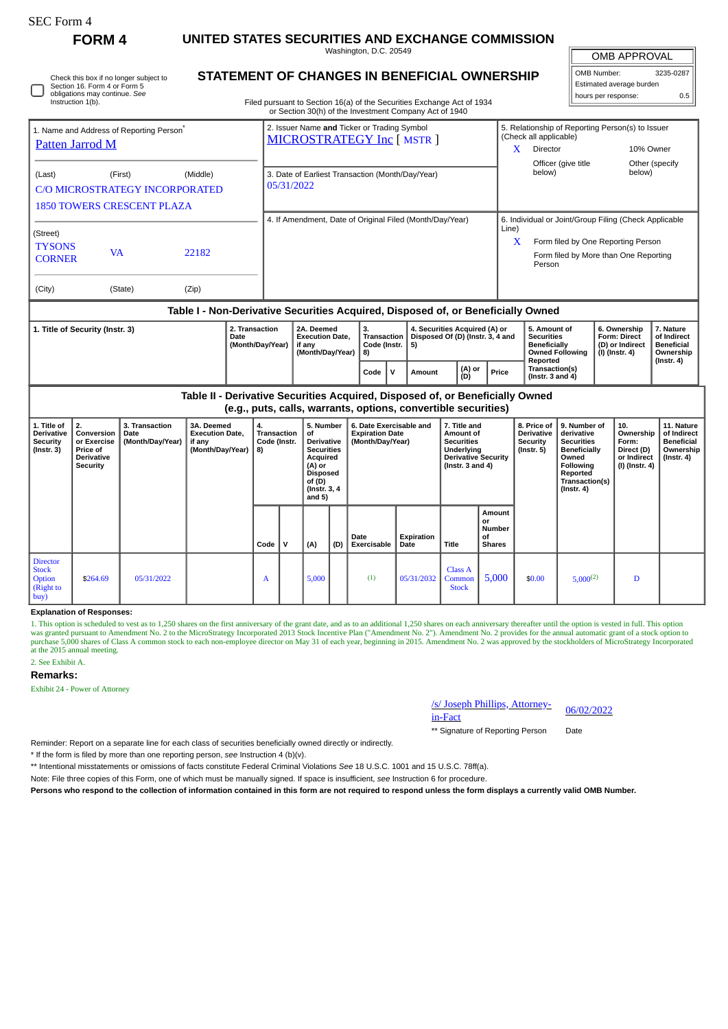SEC Form 4

# FORM 4

## UNITED STATES SECURITIES AND EXCHANGE COMMISSION

Washington, D.C. 20549

☐ Check this box if no longer subject to Section 16. Form 4 or Form 5 obligations may continue. *See* Instruction 1(b).

## STATEMENT OF CHANGES IN BENEFICIAL OWNERSHIP

Filed pursuant to Section 16(a) of the Securities Exchange Act of 1934 or Section 30(h) of the Investment Company Act of 1940

| OMB APPROVAL | |
|---|---|
| OMB Number: | 3235-0287 |
| Estimated average burden | |
| hours per response: | 0.5 |

| 1. Name and Address of Reporting Person* | 2. Issuer Name **and** Ticker or Trading Symbol | 5. Relationship of Reporting Person(s) to Issuer (Check all applicable) |
|---|---|---|
| Patten Jarrod M | MICROSTRATEGY Inc [ MSTR ] | X Director; 10% Owner; Officer (give title below); Other (specify below) |
| (Last) (First) (Middle) C/O MICROSTRATEGY INCORPORATED 1850 TOWERS CRESCENT PLAZA | 3. Date of Earliest Transaction (Month/Day/Year) 05/31/2022 | |
| (Street) TYSONS CORNER VA 22182 | 4. If Amendment, Date of Original Filed (Month/Day/Year) | 6. Individual or Joint/Group Filing (Check Applicable Line) X Form filed by One Reporting Person; Form filed by More than One Reporting Person |
| (City) (State) (Zip) | | |

### Table I - Non-Derivative Securities Acquired, Disposed of, or Beneficially Owned

| 1. Title of Security (Instr. 3) | 2. Transaction Date (Month/Day/Year) | 2A. Deemed Execution Date, if any (Month/Day/Year) | 3. Transaction Code (Instr. 8) | | 4. Securities Acquired (A) or Disposed Of (D) (Instr. 3, 4 and 5) | | | 5. Amount of Securities Beneficially Owned Following Reported Transaction(s) (Instr. 3 and 4) | 6. Ownership Form: Direct (D) or Indirect (I) (Instr. 4) | 7. Nature of Indirect Beneficial Ownership (Instr. 4) |
|---|---|---|---|---|---|---|---|---|---|---|
| | | | Code | V | Amount | (A) or (D) | Price | | | |

### Table II - Derivative Securities Acquired, Disposed of, or Beneficially Owned (e.g., puts, calls, warrants, options, convertible securities)

| 1. Title of Derivative Security (Instr. 3) | 2. Conversion or Exercise Price of Derivative Security | 3. Transaction Date (Month/Day/Year) | 3A. Deemed Execution Date, if any (Month/Day/Year) | 4. Transaction Code (Instr. 8) | | 5. Number of Derivative Securities Acquired (A) or Disposed of (D) (Instr. 3, 4 and 5) | | 6. Date Exercisable and Expiration Date (Month/Day/Year) | | 7. Title and Amount of Securities Underlying Derivative Security (Instr. 3 and 4) | | 8. Price of Derivative Security (Instr. 5) | 9. Number of derivative Securities Beneficially Owned Following Reported Transaction(s) (Instr. 4) | 10. Ownership Form: Direct (D) or Indirect (I) (Instr. 4) | 11. Nature of Indirect Beneficial Ownership (Instr. 4) |
|---|---|---|---|---|---|---|---|---|---|---|---|---|---|---|---|
| | | | | Code | V | (A) | (D) | Date Exercisable | Expiration Date | Title | Amount or Number of Shares | | | | |
| Director Stock Option (Right to buy) | $264.69 | 05/31/2022 | | A | | 5,000 | | (1) | 05/31/2032 | Class A Common Stock | 5,000 | $0.00 | 5,000(2) | D | |

**Explanation of Responses:**

1. This option is scheduled to vest as to 1,250 shares on the first anniversary of the grant date, and as to an additional 1,250 shares on each anniversary thereafter until the option is vested in full. This option was granted pursuant to Amendment No. 2 to the MicroStrategy Incorporated 2013 Stock Incentive Plan ("Amendment No. 2"). Amendment No. 2 provides for the annual automatic grant of a stock option to purchase 5,000 shares of Class A common stock to each non-employee director on May 31 of each year, beginning in 2015. Amendment No. 2 was approved by the stockholders of MicroStrategy Incorporated at the 2015 annual meeting.

2. See Exhibit A.

**Remarks:**

Exhibit 24 - Power of Attorney

/s/ Joseph Phillips, Attorney-in-Fact — 06/02/2022

** Signature of Reporting Person — Date

Reminder: Report on a separate line for each class of securities beneficially owned directly or indirectly.

\* If the form is filed by more than one reporting person, *see* Instruction 4 (b)(v).

** Intentional misstatements or omissions of facts constitute Federal Criminal Violations *See* 18 U.S.C. 1001 and 15 U.S.C. 78ff(a).

Note: File three copies of this Form, one of which must be manually signed. If space is insufficient, *see* Instruction 6 for procedure.

**Persons who respond to the collection of information contained in this form are not required to respond unless the form displays a currently valid OMB Number.**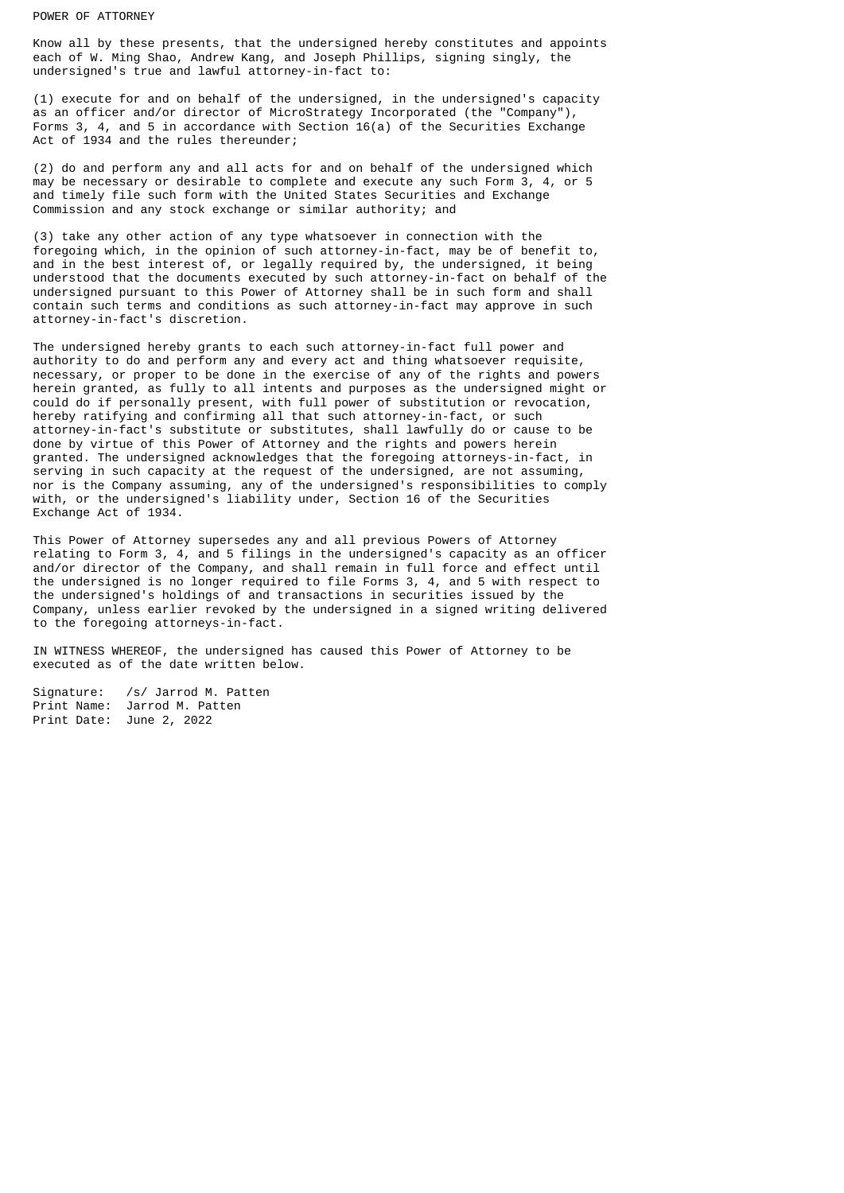POWER OF ATTORNEY

Know all by these presents, that the undersigned hereby constitutes and appoints each of W. Ming Shao, Andrew Kang, and Joseph Phillips, signing singly, the undersigned's true and lawful attorney-in-fact to:

(1) execute for and on behalf of the undersigned, in the undersigned's capacity as an officer and/or director of MicroStrategy Incorporated (the "Company"), Forms 3, 4, and 5 in accordance with Section 16(a) of the Securities Exchange Act of 1934 and the rules thereunder;

(2) do and perform any and all acts for and on behalf of the undersigned which may be necessary or desirable to complete and execute any such Form 3, 4, or 5 and timely file such form with the United States Securities and Exchange Commission and any stock exchange or similar authority; and

(3) take any other action of any type whatsoever in connection with the foregoing which, in the opinion of such attorney-in-fact, may be of benefit to, and in the best interest of, or legally required by, the undersigned, it being understood that the documents executed by such attorney-in-fact on behalf of the undersigned pursuant to this Power of Attorney shall be in such form and shall contain such terms and conditions as such attorney-in-fact may approve in such attorney-in-fact's discretion.

The undersigned hereby grants to each such attorney-in-fact full power and authority to do and perform any and every act and thing whatsoever requisite, necessary, or proper to be done in the exercise of any of the rights and powers herein granted, as fully to all intents and purposes as the undersigned might or could do if personally present, with full power of substitution or revocation, hereby ratifying and confirming all that such attorney-in-fact, or such attorney-in-fact's substitute or substitutes, shall lawfully do or cause to be done by virtue of this Power of Attorney and the rights and powers herein granted. The undersigned acknowledges that the foregoing attorneys-in-fact, in serving in such capacity at the request of the undersigned, are not assuming, nor is the Company assuming, any of the undersigned's responsibilities to comply with, or the undersigned's liability under, Section 16 of the Securities Exchange Act of 1934.

This Power of Attorney supersedes any and all previous Powers of Attorney relating to Form 3, 4, and 5 filings in the undersigned's capacity as an officer and/or director of the Company, and shall remain in full force and effect until the undersigned is no longer required to file Forms 3, 4, and 5 with respect to the undersigned's holdings of and transactions in securities issued by the Company, unless earlier revoked by the undersigned in a signed writing delivered to the foregoing attorneys-in-fact.

IN WITNESS WHEREOF, the undersigned has caused this Power of Attorney to be executed as of the date written below.

Signature: /s/ Jarrod M. Patten
Print Name: Jarrod M. Patten
Print Date: June 2, 2022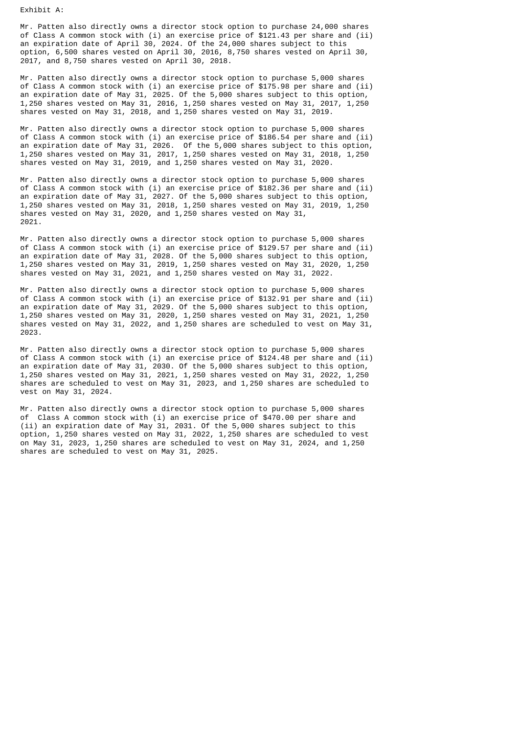Exhibit A:

Mr. Patten also directly owns a director stock option to purchase 24,000 shares of Class A common stock with (i) an exercise price of $121.43 per share and (ii) an expiration date of April 30, 2024. Of the 24,000 shares subject to this option, 6,500 shares vested on April 30, 2016, 8,750 shares vested on April 30, 2017, and 8,750 shares vested on April 30, 2018.

Mr. Patten also directly owns a director stock option to purchase 5,000 shares of Class A common stock with (i) an exercise price of $175.98 per share and (ii) an expiration date of May 31, 2025. Of the 5,000 shares subject to this option, 1,250 shares vested on May 31, 2016, 1,250 shares vested on May 31, 2017, 1,250 shares vested on May 31, 2018, and 1,250 shares vested on May 31, 2019.

Mr. Patten also directly owns a director stock option to purchase 5,000 shares of Class A common stock with (i) an exercise price of $186.54 per share and (ii) an expiration date of May 31, 2026. Of the 5,000 shares subject to this option, 1,250 shares vested on May 31, 2017, 1,250 shares vested on May 31, 2018, 1,250 shares vested on May 31, 2019, and 1,250 shares vested on May 31, 2020.

Mr. Patten also directly owns a director stock option to purchase 5,000 shares of Class A common stock with (i) an exercise price of $182.36 per share and (ii) an expiration date of May 31, 2027. Of the 5,000 shares subject to this option, 1,250 shares vested on May 31, 2018, 1,250 shares vested on May 31, 2019, 1,250 shares vested on May 31, 2020, and 1,250 shares vested on May 31, 2021.

Mr. Patten also directly owns a director stock option to purchase 5,000 shares of Class A common stock with (i) an exercise price of $129.57 per share and (ii) an expiration date of May 31, 2028. Of the 5,000 shares subject to this option, 1,250 shares vested on May 31, 2019, 1,250 shares vested on May 31, 2020, 1,250 shares vested on May 31, 2021, and 1,250 shares vested on May 31, 2022.

Mr. Patten also directly owns a director stock option to purchase 5,000 shares of Class A common stock with (i) an exercise price of $132.91 per share and (ii) an expiration date of May 31, 2029. Of the 5,000 shares subject to this option, 1,250 shares vested on May 31, 2020, 1,250 shares vested on May 31, 2021, 1,250 shares vested on May 31, 2022, and 1,250 shares are scheduled to vest on May 31, 2023.

Mr. Patten also directly owns a director stock option to purchase 5,000 shares of Class A common stock with (i) an exercise price of $124.48 per share and (ii) an expiration date of May 31, 2030. Of the 5,000 shares subject to this option, 1,250 shares vested on May 31, 2021, 1,250 shares vested on May 31, 2022, 1,250 shares are scheduled to vest on May 31, 2023, and 1,250 shares are scheduled to vest on May 31, 2024.

Mr. Patten also directly owns a director stock option to purchase 5,000 shares of Class A common stock with (i) an exercise price of $470.00 per share and (ii) an expiration date of May 31, 2031. Of the 5,000 shares subject to this option, 1,250 shares vested on May 31, 2022, 1,250 shares are scheduled to vest on May 31, 2023, 1,250 shares are scheduled to vest on May 31, 2024, and 1,250 shares are scheduled to vest on May 31, 2025.